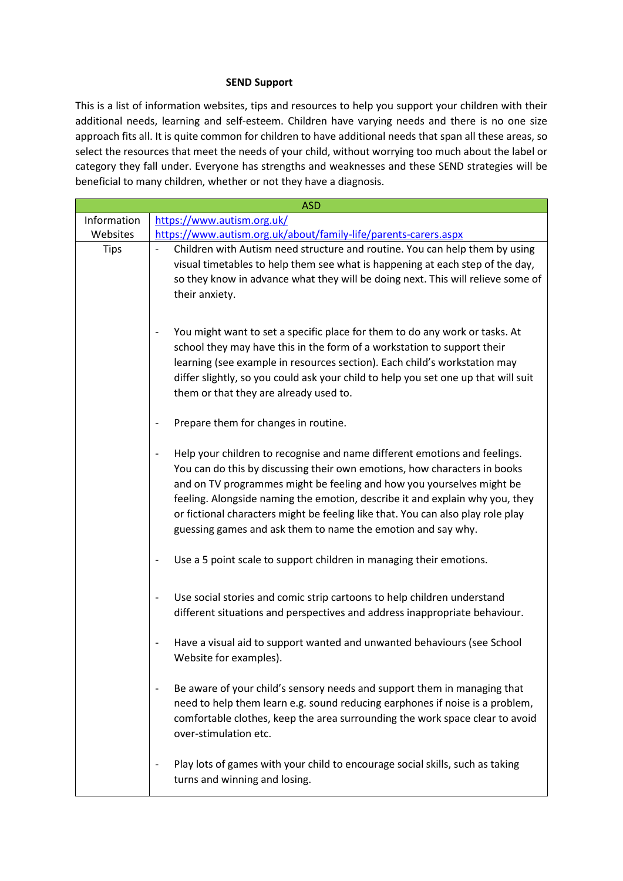**SEND Support**

This is a list of information websites, tips and resources to help you support your children with their additional needs, learning and self-esteem. Children have varying needs and there is no one size approach fits all. It is quite common for children to have additional needs that span all these areas, so select the resources that meet the needs of your child, without worrying too much about the label or category they fall under. Everyone has strengths and weaknesses and these SEND strategies will be beneficial to many children, whether or not they have a diagnosis.

| ASD | |
|---|---|
| Information Websites | https://www.autism.org.uk/<br>https://www.autism.org.uk/about/family-life/parents-carers.aspx |
| Tips | - Children with Autism need structure and routine. You can help them by using visual timetables to help them see what is happening at each step of the day, so they know in advance what they will be doing next. This will relieve some of their anxiety.<br><br>- You might want to set a specific place for them to do any work or tasks. At school they may have this in the form of a workstation to support their learning (see example in resources section). Each child's workstation may differ slightly, so you could ask your child to help you set one up that will suit them or that they are already used to.<br><br>- Prepare them for changes in routine.<br><br>- Help your children to recognise and name different emotions and feelings. You can do this by discussing their own emotions, how characters in books and on TV programmes might be feeling and how you yourselves might be feeling. Alongside naming the emotion, describe it and explain why you, they or fictional characters might be feeling like that. You can also play role play guessing games and ask them to name the emotion and say why.<br><br>- Use a 5 point scale to support children in managing their emotions.<br><br>- Use social stories and comic strip cartoons to help children understand different situations and perspectives and address inappropriate behaviour.<br><br>- Have a visual aid to support wanted and unwanted behaviours (see School Website for examples).<br><br>- Be aware of your child's sensory needs and support them in managing that need to help them learn e.g. sound reducing earphones if noise is a problem, comfortable clothes, keep the area surrounding the work space clear to avoid over-stimulation etc.<br><br>- Play lots of games with your child to encourage social skills, such as taking turns and winning and losing. |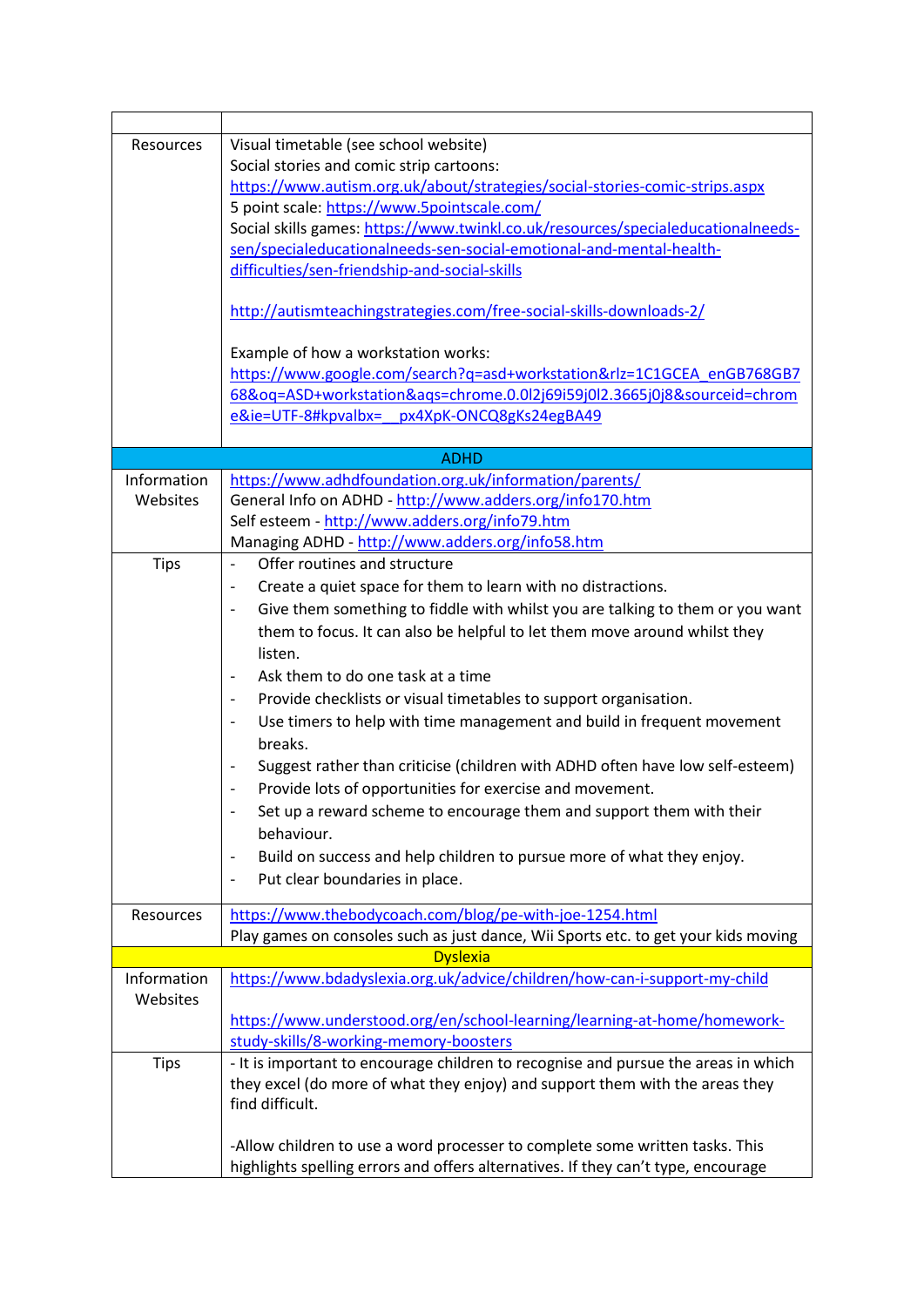| | |
|---|---|
| Resources | Visual timetable (see school website)<br>Social stories and comic strip cartoons: https://www.autism.org.uk/about/strategies/social-stories-comic-strips.aspx<br>5 point scale: https://www.5pointscale.com/<br>Social skills games: https://www.twinkl.co.uk/resources/specialeducationalneeds-sen/specialeducationalneeds-sen-social-emotional-and-mental-health-difficulties/sen-friendship-and-social-skills<br><br>http://autismteachingstrategies.com/free-social-skills-downloads-2/<br><br>Example of how a workstation works:<br>https://www.google.com/search?q=asd+workstation&rlz=1C1GCEA_enGB768GB768&oq=ASD+workstation&aqs=chrome.0.0l2j69i59j0l2.3665j0j8&sourceid=chrome&ie=UTF-8#kpvalbx=__px4XpK-ONCQ8gKs24egBA49 |
| **ADHD** | |
| Information Websites | https://www.adhdfoundation.org.uk/information/parents/<br>General Info on ADHD - http://www.adders.org/info170.htm<br>Self esteem - http://www.adders.org/info79.htm<br>Managing ADHD - http://www.adders.org/info58.htm |
| Tips | - Offer routines and structure<br>- Create a quiet space for them to learn with no distractions.<br>- Give them something to fiddle with whilst you are talking to them or you want them to focus. It can also be helpful to let them move around whilst they listen.<br>- Ask them to do one task at a time<br>- Provide checklists or visual timetables to support organisation.<br>- Use timers to help with time management and build in frequent movement breaks.<br>- Suggest rather than criticise (children with ADHD often have low self-esteem)<br>- Provide lots of opportunities for exercise and movement.<br>- Set up a reward scheme to encourage them and support them with their behaviour.<br>- Build on success and help children to pursue more of what they enjoy.<br>- Put clear boundaries in place. |
| Resources | https://www.thebodycoach.com/blog/pe-with-joe-1254.html<br>Play games on consoles such as just dance, Wii Sports etc. to get your kids moving |
| **Dyslexia** | |
| Information Websites | https://www.bdadyslexia.org.uk/advice/children/how-can-i-support-my-child<br><br>https://www.understood.org/en/school-learning/learning-at-home/homework-study-skills/8-working-memory-boosters |
| Tips | - It is important to encourage children to recognise and pursue the areas in which they excel (do more of what they enjoy) and support them with the areas they find difficult.<br><br>-Allow children to use a word processer to complete some written tasks. This highlights spelling errors and offers alternatives. If they can't type, encourage |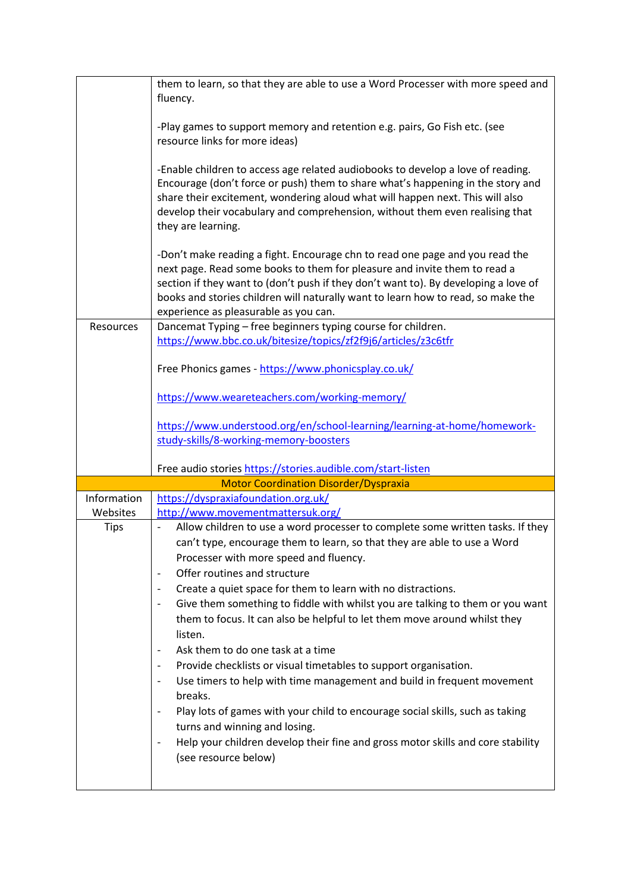| | |
|---|---|
| | them to learn, so that they are able to use a Word Processer with more speed and fluency.<br><br>-Play games to support memory and retention e.g. pairs, Go Fish etc. (see resource links for more ideas)<br><br>-Enable children to access age related audiobooks to develop a love of reading. Encourage (don't force or push) them to share what's happening in the story and share their excitement, wondering aloud what will happen next. This will also develop their vocabulary and comprehension, without them even realising that they are learning.<br><br>-Don't make reading a fight. Encourage chn to read one page and you read the next page. Read some books to them for pleasure and invite them to read a section if they want to (don't push if they don't want to). By developing a love of books and stories children will naturally want to learn how to read, so make the experience as pleasurable as you can. |
| Resources | Dancemat Typing – free beginners typing course for children.<br>https://www.bbc.co.uk/bitesize/topics/zf2f9j6/articles/z3c6tfr<br><br>Free Phonics games - https://www.phonicsplay.co.uk/<br><br>https://www.weareteachers.com/working-memory/<br><br>https://www.understood.org/en/school-learning/learning-at-home/homework-study-skills/8-working-memory-boosters<br><br>Free audio stories https://stories.audible.com/start-listen |
| **Motor Coordination Disorder/Dyspraxia** | |
| Information Websites | https://dyspraxiafoundation.org.uk/<br>http://www.movementmattersuk.org/ |
| Tips | - Allow children to use a word processer to complete some written tasks. If they can't type, encourage them to learn, so that they are able to use a Word Processer with more speed and fluency.<br>- Offer routines and structure<br>- Create a quiet space for them to learn with no distractions.<br>- Give them something to fiddle with whilst you are talking to them or you want them to focus. It can also be helpful to let them move around whilst they listen.<br>- Ask them to do one task at a time<br>- Provide checklists or visual timetables to support organisation.<br>- Use timers to help with time management and build in frequent movement breaks.<br>- Play lots of games with your child to encourage social skills, such as taking turns and winning and losing.<br>- Help your children develop their fine and gross motor skills and core stability (see resource below) |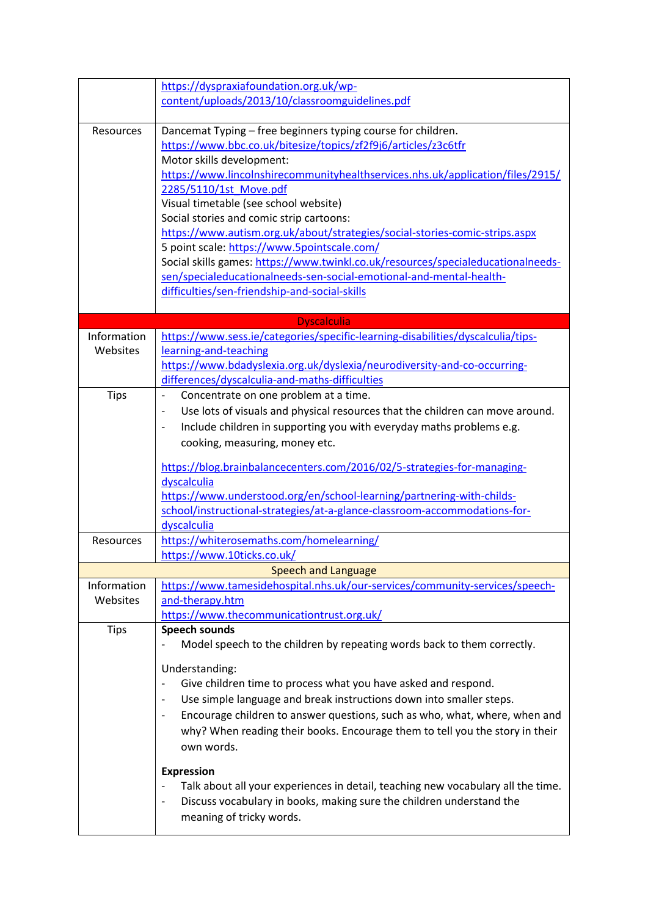| | |
|---|---|
| | https://dyspraxiafoundation.org.uk/wp-content/uploads/2013/10/classroomguidelines.pdf |
| Resources | Dancemat Typing – free beginners typing course for children.<br>https://www.bbc.co.uk/bitesize/topics/zf2f9j6/articles/z3c6tfr<br>Motor skills development:<br>https://www.lincolnshirecommunityhealthservices.nhs.uk/application/files/2915/2285/5110/1st_Move.pdf<br>Visual timetable (see school website)<br>Social stories and comic strip cartoons:<br>https://www.autism.org.uk/about/strategies/social-stories-comic-strips.aspx<br>5 point scale: https://www.5pointscale.com/<br>Social skills games: https://www.twinkl.co.uk/resources/specialeducationalneeds-sen/specialeducationalneeds-sen-social-emotional-and-mental-health-difficulties/sen-friendship-and-social-skills |
| **Dyscalculia** | |
| Information Websites | https://www.sess.ie/categories/specific-learning-disabilities/dyscalculia/tips-learning-and-teaching<br>https://www.bdadyslexia.org.uk/dyslexia/neurodiversity-and-co-occurring-differences/dyscalculia-and-maths-difficulties |
| Tips | - Concentrate on one problem at a time.<br>- Use lots of visuals and physical resources that the children can move around.<br>- Include children in supporting you with everyday maths problems e.g. cooking, measuring, money etc.<br><br>https://blog.brainbalancecenters.com/2016/02/5-strategies-for-managing-dyscalculia<br>https://www.understood.org/en/school-learning/partnering-with-childs-school/instructional-strategies/at-a-glance-classroom-accommodations-for-dyscalculia |
| Resources | https://whiterosemaths.com/homelearning/<br>https://www.10ticks.co.uk/ |
| **Speech and Language** | |
| Information Websites | https://www.tamesidehospital.nhs.uk/our-services/community-services/speech-and-therapy.htm<br>https://www.thecommunicationtrust.org.uk/ |
| Tips | **Speech sounds**<br>- Model speech to the children by repeating words back to them correctly.<br><br>Understanding:<br>- Give children time to process what you have asked and respond.<br>- Use simple language and break instructions down into smaller steps.<br>- Encourage children to answer questions, such as who, what, where, when and why? When reading their books. Encourage them to tell you the story in their own words.<br><br>**Expression**<br>- Talk about all your experiences in detail, teaching new vocabulary all the time.<br>- Discuss vocabulary in books, making sure the children understand the meaning of tricky words. |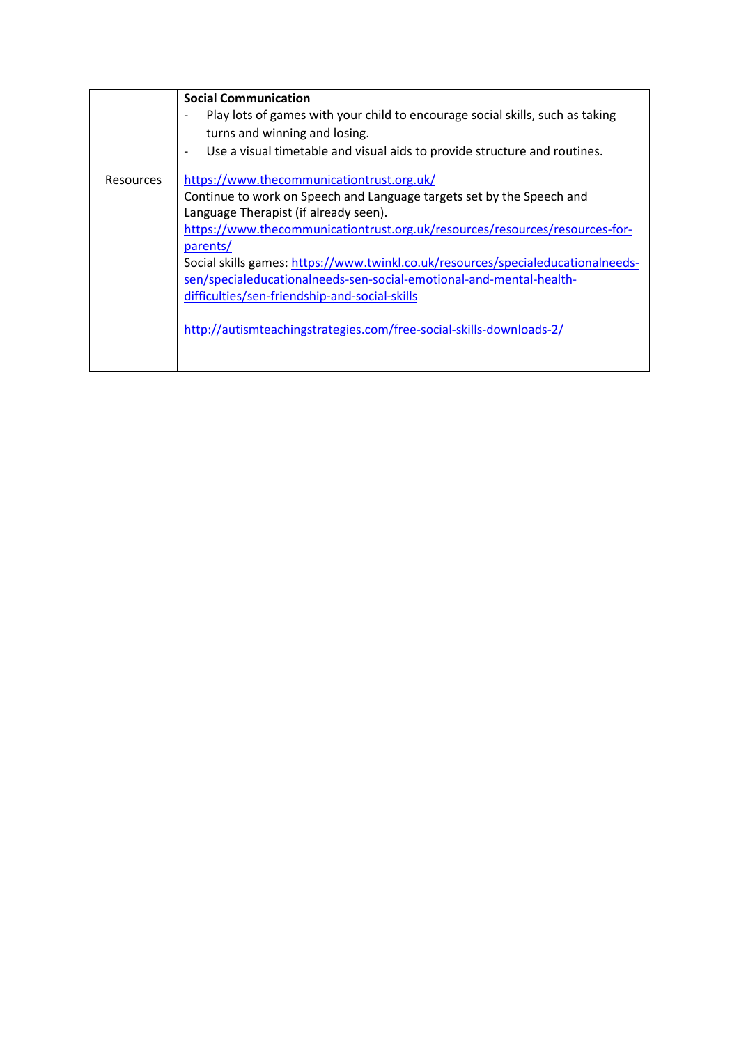| | |
|---|---|
| | **Social Communication**<br>- Play lots of games with your child to encourage social skills, such as taking turns and winning and losing.<br>- Use a visual timetable and visual aids to provide structure and routines. |
| Resources | https://www.thecommunicationtrust.org.uk/<br>Continue to work on Speech and Language targets set by the Speech and Language Therapist (if already seen).<br>https://www.thecommunicationtrust.org.uk/resources/resources/resources-for-parents/<br>Social skills games: https://www.twinkl.co.uk/resources/specialeducationalneeds-sen/specialeducationalneeds-sen-social-emotional-and-mental-health-difficulties/sen-friendship-and-social-skills<br><br>http://autismteachingstrategies.com/free-social-skills-downloads-2/ |